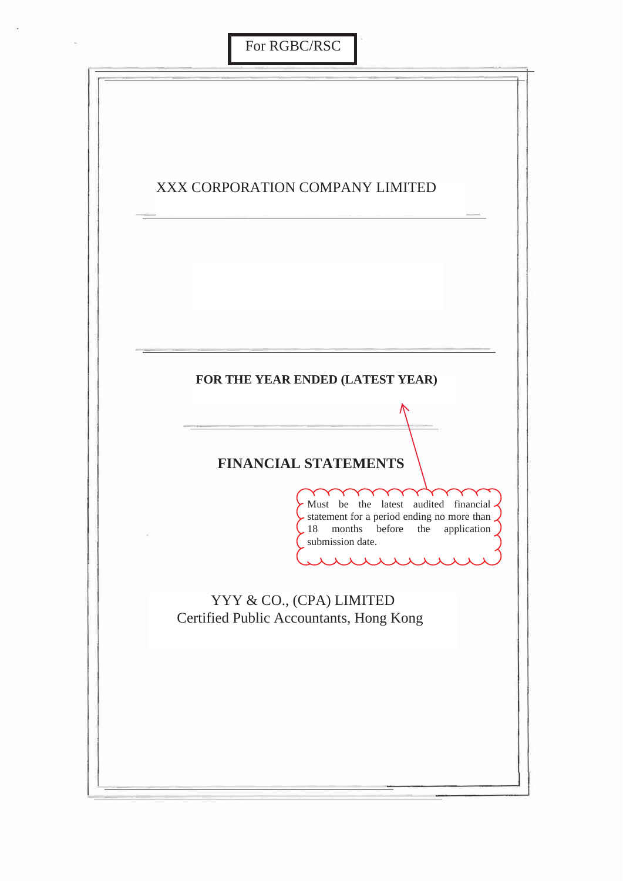For RGBC/RSC

XXX CORPORATION COMPANY LIMITED

**FOR THE YEAR ENDED (LATEST YEAR)**

Must be the latest audited financial statement for a period ending no more than 18 months before the application submission date.

## FINANCIAL STATEMENTS

YYY & CO., (CPA) LIMITED
Certified Public Accountants, Hong Kong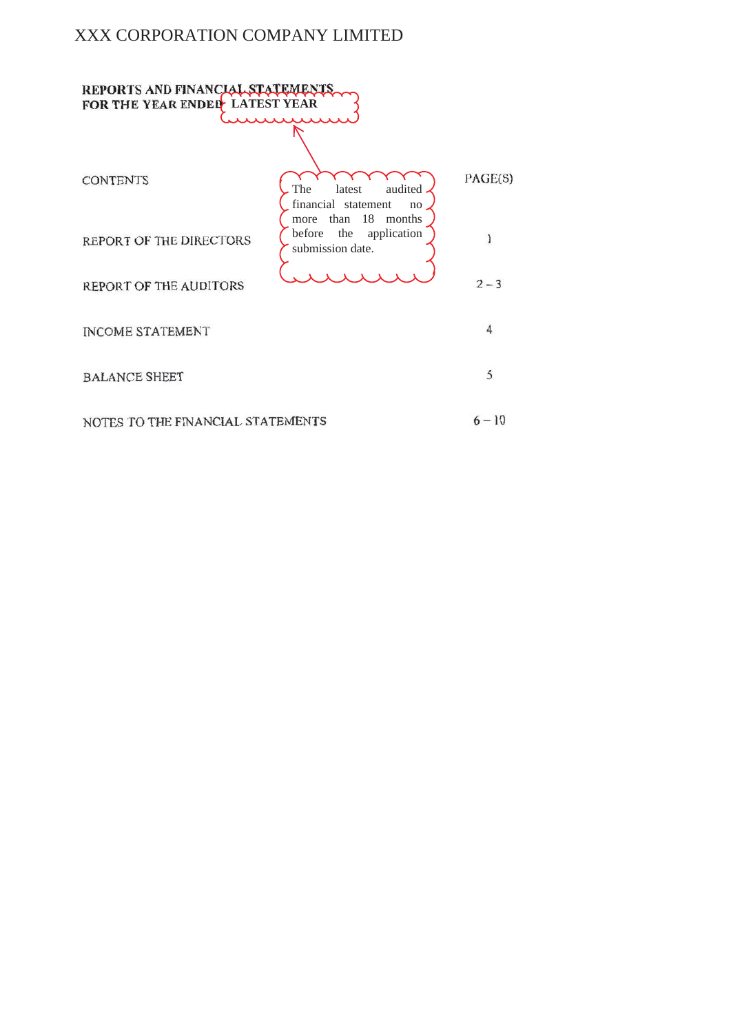# XXX CORPORATION COMPANY LIMITED

**REPORTS AND FINANCIAL STATEMENTS**
**FOR THE YEAR ENDED LATEST YEAR**

The latest audited financial statement no more than 18 months before the application submission date.

| CONTENTS | PAGE(S) |
|---|---|
| REPORT OF THE DIRECTORS | 1 |
| REPORT OF THE AUDITORS | 2 – 3 |
| INCOME STATEMENT | 4 |
| BALANCE SHEET | 5 |
| NOTES TO THE FINANCIAL STATEMENTS | 6 – 10 |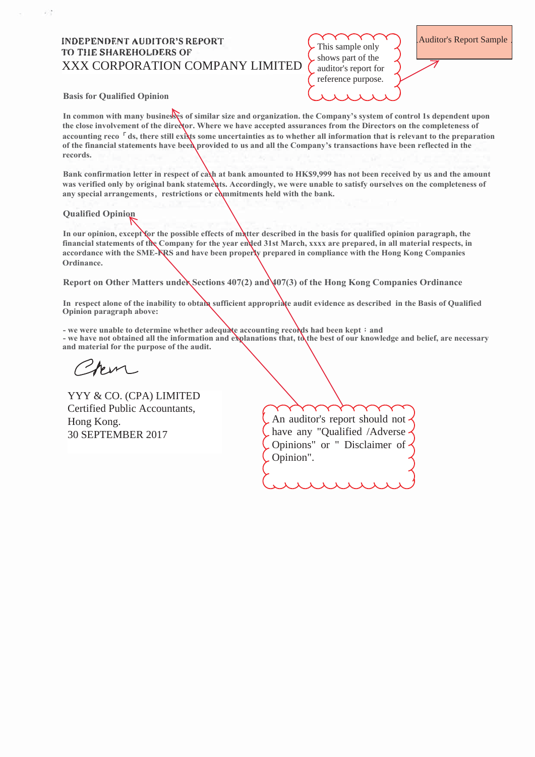Auditor's Report Sample

This sample only shows part of the auditor's report for reference purpose.

# INDEPENDENT AUDITOR'S REPORT
# TO THE SHAREHOLDERS OF
# XXX CORPORATION COMPANY LIMITED

**Basis for Qualified Opinion**

**In common with many businesses of similar size and organization. the Company's system of control 1s dependent upon the close involvement of the director. Where we have accepted assurances from the Directors on the completeness of accounting reco「ds, there still exists some uncertainties as to whether all information that is relevant to the preparation of the financial statements have been provided to us and all the Company's transactions have been reflected in the records.**

**Bank confirmation letter in respect of cash at bank amounted to HK$9,999 has not been received by us and the amount was verified only by original bank statements. Accordingly, we were unable to satisfy ourselves on the completeness of any special arrangements, restrictions or commitments held with the bank.**

**Qualified Opinion**

**In our opinion, except for the possible effects of matter described in the basis for qualified opinion paragraph, the financial statements of the Company for the year ended 31st March, xxxx are prepared, in all material respects, in accordance with the SME-FRS and have been properly prepared in compliance with the Hong Kong Companies Ordinance.**

**Report on Other Matters under Sections 407(2) and 407(3) of the Hong Kong Companies Ordinance**

**In respect alone of the inability to obtain sufficient appropriate audit evidence as described in the Basis of Qualified Opinion paragraph above:**

**- we were unable to determine whether adequate accounting records had been kept ; and**
**- we have not obtained all the information and explanations that, to the best of our knowledge and belief, are necessary and material for the purpose of the audit.**

YYY & CO. (CPA) LIMITED
Certified Public Accountants,
Hong Kong.
30 SEPTEMBER 2017

An auditor's report should not have any "Qualified /Adverse Opinions" or " Disclaimer of Opinion".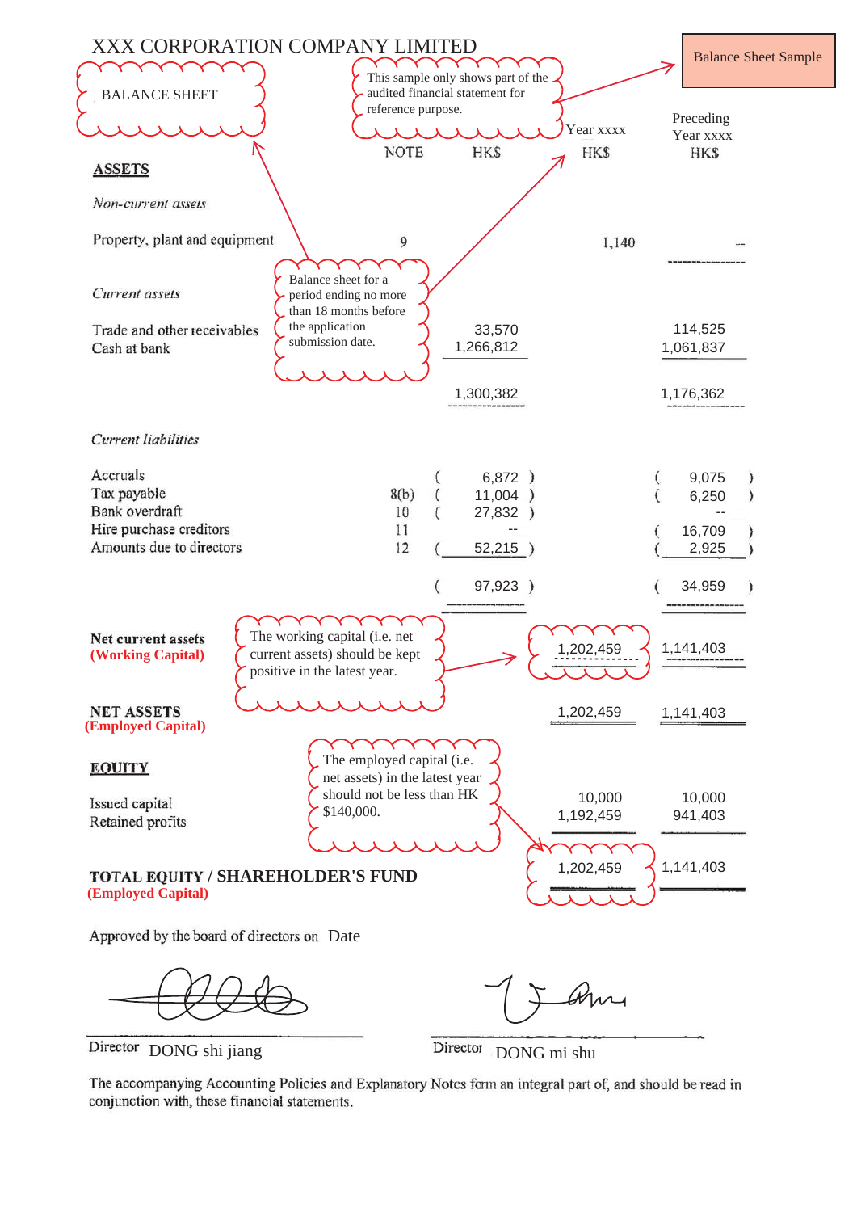# XXX CORPORATION COMPANY LIMITED

Balance Sheet Sample

## BALANCE SHEET

This sample only shows part of the audited financial statement for reference purpose.

| | NOTE | Year xxxx HK$ | | Preceding Year xxxx HK$ |
|---|---|---|---|---|
| **ASSETS** | | | | |
| *Non-current assets* | | | | |
| Property, plant and equipment | 9 | | 1,140 | -- |
| *Current assets* | | | | |
| Trade and other receivables | | 33,570 | | 114,525 |
| Cash at bank | | 1,266,812 | | 1,061,837 |
| | | 1,300,382 | | 1,176,362 |
| *Current liabilities* | | | | |
| Accruals | | ( 6,872 ) | | ( 9,075 ) |
| Tax payable | 8(b) | ( 11,004 ) | | ( 6,250 ) |
| Bank overdraft | 10 | ( 27,832 ) | | -- |
| Hire purchase creditors | 11 | -- | | ( 16,709 ) |
| Amounts due to directors | 12 | ( 52,215 ) | | ( 2,925 ) |
| | | ( 97,923 ) | | ( 34,959 ) |
| **Net current assets** **(Working Capital)** | | | 1,202,459 | 1,141,403 |
| **NET ASSETS** **(Employed Capital)** | | | 1,202,459 | 1,141,403 |
| **EQUITY** | | | | |
| Issued capital | | | 10,000 | 10,000 |
| Retained profits | | | 1,192,459 | 941,403 |
| **TOTAL EQUITY / SHAREHOLDER'S FUND** **(Employed Capital)** | | | 1,202,459 | 1,141,403 |

Balance sheet for a period ending no more than 18 months before the application submission date.

The working capital (i.e. net current assets) should be kept positive in the latest year.

The employed capital (i.e. net assets) in the latest year should not be less than HK $140,000.

Approved by the board of directors on Date

Director DONG shi jiang

Director DONG mi shu

The accompanying Accounting Policies and Explanatory Notes form an integral part of, and should be read in conjunction with, these financial statements.